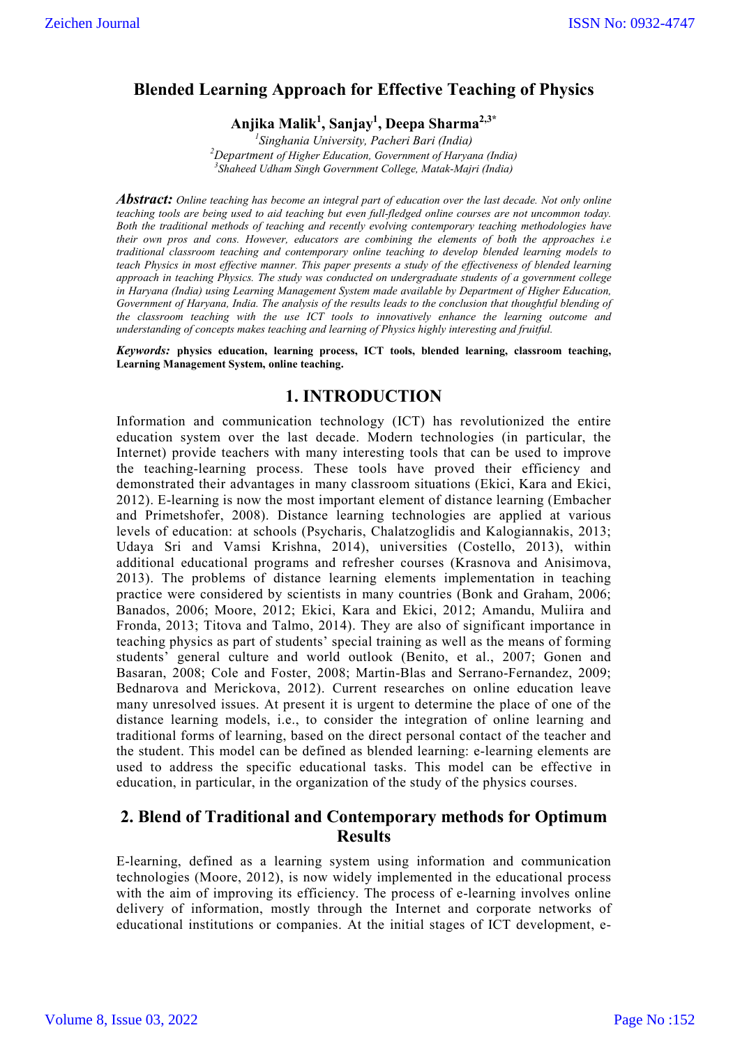# Blended Learning Approach for Effective Teaching of Physics

**Anjika Malik[1], Sanjay[1], Deepa Sharma[2,3*]**

*[1]Singhania University, Pacheri Bari (India)*
*[2]Department of Higher Education, Government of Haryana (India)*
*[3]Shaheed Udham Singh Government College, Matak-Majri (India)*

***Abstract:*** *Online teaching has become an integral part of education over the last decade. Not only online teaching tools are being used to aid teaching but even full-fledged online courses are not uncommon today. Both the traditional methods of teaching and recently evolving contemporary teaching methodologies have their own pros and cons. However, educators are combining the elements of both the approaches i.e traditional classroom teaching and contemporary online teaching to develop blended learning models to teach Physics in most effective manner. This paper presents a study of the effectiveness of blended learning approach in teaching Physics. The study was conducted on undergraduate students of a government college in Haryana (India) using Learning Management System made available by Department of Higher Education, Government of Haryana, India. The analysis of the results leads to the conclusion that thoughtful blending of the classroom teaching with the use ICT tools to innovatively enhance the learning outcome and understanding of concepts makes teaching and learning of Physics highly interesting and fruitful.*

***Keywords:*** **physics education, learning process, ICT tools, blended learning, classroom teaching, Learning Management System, online teaching.**

## 1. INTRODUCTION

Information and communication technology (ICT) has revolutionized the entire education system over the last decade. Modern technologies (in particular, the Internet) provide teachers with many interesting tools that can be used to improve the teaching-learning process. These tools have proved their efficiency and demonstrated their advantages in many classroom situations (Ekici, Kara and Ekici, 2012). E-learning is now the most important element of distance learning (Embacher and Primetshofer, 2008). Distance learning technologies are applied at various levels of education: at schools (Psycharis, Chalatzoglidis and Kalogiannakis, 2013; Udaya Sri and Vamsi Krishna, 2014), universities (Costello, 2013), within additional educational programs and refresher courses (Krasnova and Anisimova, 2013). The problems of distance learning elements implementation in teaching practice were considered by scientists in many countries (Bonk and Graham, 2006; Banados, 2006; Moore, 2012; Ekici, Kara and Ekici, 2012; Amandu, Muliira and Fronda, 2013; Titova and Talmo, 2014). They are also of significant importance in teaching physics as part of students' special training as well as the means of forming students' general culture and world outlook (Benito, et al., 2007; Gonen and Basaran, 2008; Cole and Foster, 2008; Martin-Blas and Serrano-Fernandez, 2009; Bednarova and Merickova, 2012). Current researches on online education leave many unresolved issues. At present it is urgent to determine the place of one of the distance learning models, i.e., to consider the integration of online learning and traditional forms of learning, based on the direct personal contact of the teacher and the student. This model can be defined as blended learning: e-learning elements are used to address the specific educational tasks. This model can be effective in education, in particular, in the organization of the study of the physics courses.

## 2. Blend of Traditional and Contemporary methods for Optimum Results

E-learning, defined as a learning system using information and communication technologies (Moore, 2012), is now widely implemented in the educational process with the aim of improving its efficiency. The process of e-learning involves online delivery of information, mostly through the Internet and corporate networks of educational institutions or companies. At the initial stages of ICT development, e-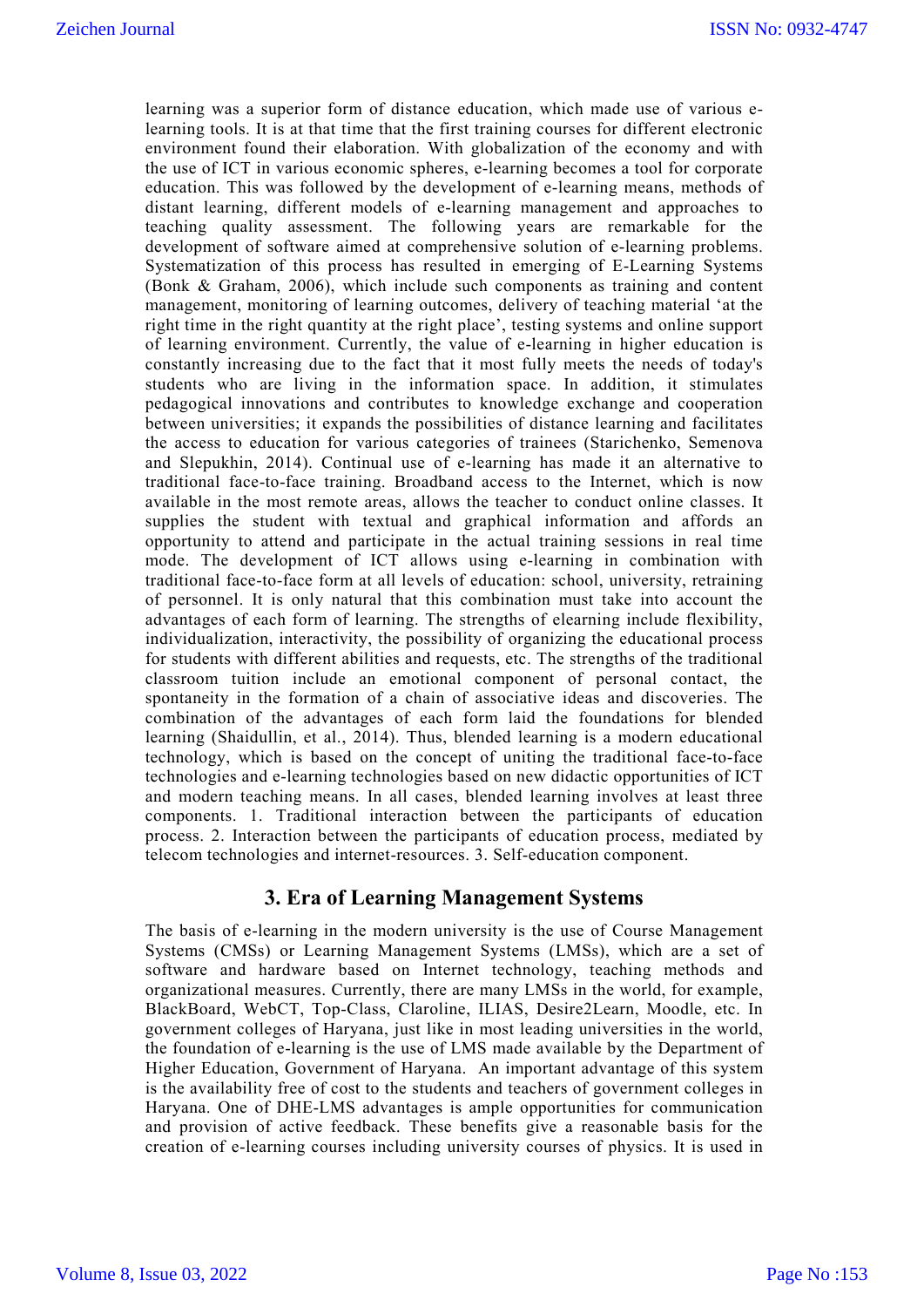learning was a superior form of distance education, which made use of various e-learning tools. It is at that time that the first training courses for different electronic environment found their elaboration. With globalization of the economy and with the use of ICT in various economic spheres, e-learning becomes a tool for corporate education. This was followed by the development of e-learning means, methods of distant learning, different models of e-learning management and approaches to teaching quality assessment. The following years are remarkable for the development of software aimed at comprehensive solution of e-learning problems. Systematization of this process has resulted in emerging of E-Learning Systems (Bonk & Graham, 2006), which include such components as training and content management, monitoring of learning outcomes, delivery of teaching material 'at the right time in the right quantity at the right place', testing systems and online support of learning environment. Currently, the value of e-learning in higher education is constantly increasing due to the fact that it most fully meets the needs of today's students who are living in the information space. In addition, it stimulates pedagogical innovations and contributes to knowledge exchange and cooperation between universities; it expands the possibilities of distance learning and facilitates the access to education for various categories of trainees (Starichenko, Semenova and Slepukhin, 2014). Continual use of e-learning has made it an alternative to traditional face-to-face training. Broadband access to the Internet, which is now available in the most remote areas, allows the teacher to conduct online classes. It supplies the student with textual and graphical information and affords an opportunity to attend and participate in the actual training sessions in real time mode. The development of ICT allows using e-learning in combination with traditional face-to-face form at all levels of education: school, university, retraining of personnel. It is only natural that this combination must take into account the advantages of each form of learning. The strengths of elearning include flexibility, individualization, interactivity, the possibility of organizing the educational process for students with different abilities and requests, etc. The strengths of the traditional classroom tuition include an emotional component of personal contact, the spontaneity in the formation of a chain of associative ideas and discoveries. The combination of the advantages of each form laid the foundations for blended learning (Shaidullin, et al., 2014). Thus, blended learning is a modern educational technology, which is based on the concept of uniting the traditional face-to-face technologies and e-learning technologies based on new didactic opportunities of ICT and modern teaching means. In all cases, blended learning involves at least three components. 1. Traditional interaction between the participants of education process. 2. Interaction between the participants of education process, mediated by telecom technologies and internet-resources. 3. Self-education component.

## 3. Era of Learning Management Systems

The basis of e-learning in the modern university is the use of Course Management Systems (CMSs) or Learning Management Systems (LMSs), which are a set of software and hardware based on Internet technology, teaching methods and organizational measures. Currently, there are many LMSs in the world, for example, BlackBoard, WebCT, Top-Class, Claroline, ILIAS, Desire2Learn, Moodle, etc. In government colleges of Haryana, just like in most leading universities in the world, the foundation of e-learning is the use of LMS made available by the Department of Higher Education, Government of Haryana. An important advantage of this system is the availability free of cost to the students and teachers of government colleges in Haryana. One of DHE-LMS advantages is ample opportunities for communication and provision of active feedback. These benefits give a reasonable basis for the creation of e-learning courses including university courses of physics. It is used in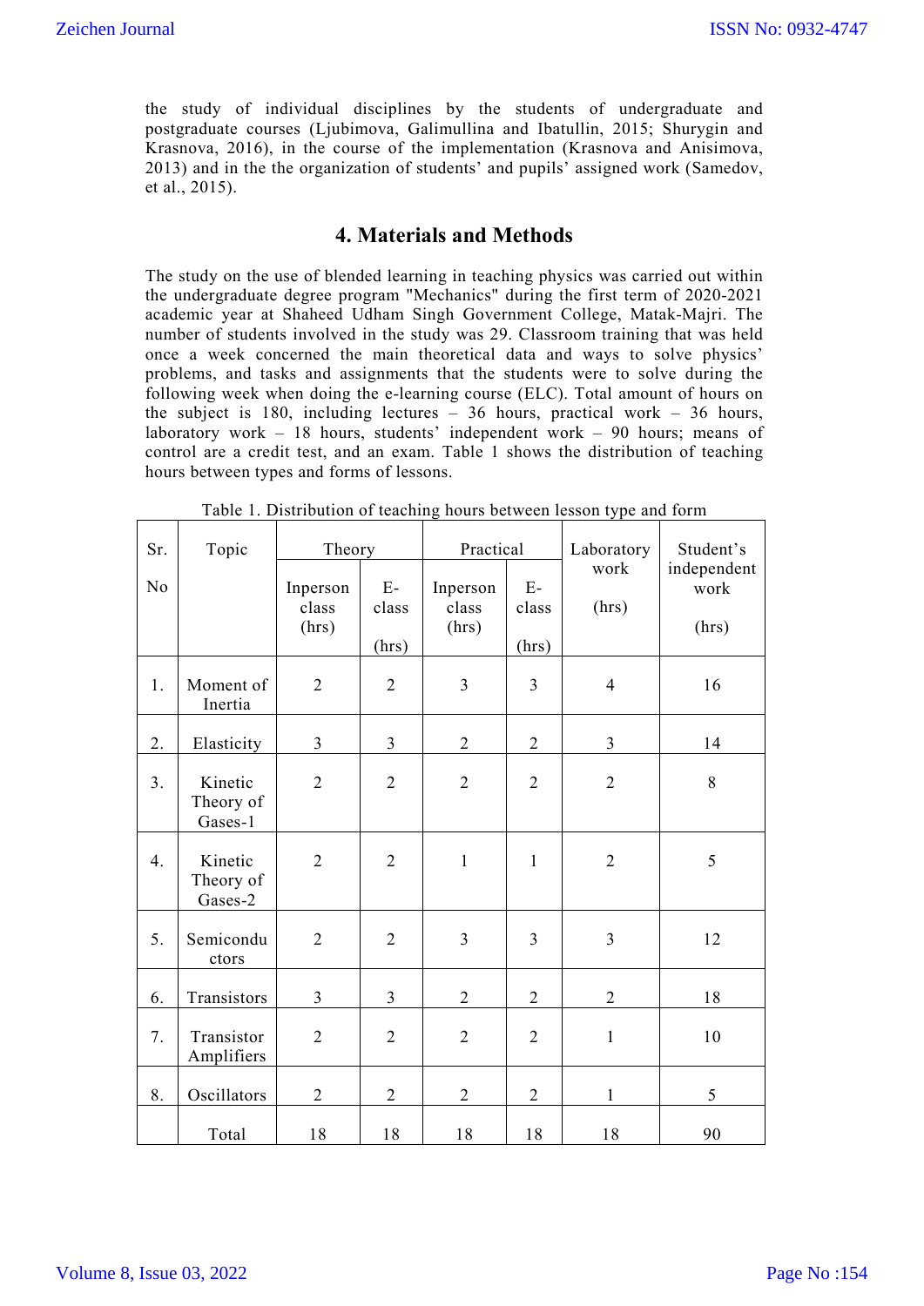the study of individual disciplines by the students of undergraduate and postgraduate courses (Ljubimova, Galimullina and Ibatullin, 2015; Shurygin and Krasnova, 2016), in the course of the implementation (Krasnova and Anisimova, 2013) and in the the organization of students' and pupils' assigned work (Samedov, et al., 2015).

## 4. Materials and Methods

The study on the use of blended learning in teaching physics was carried out within the undergraduate degree program "Mechanics" during the first term of 2020-2021 academic year at Shaheed Udham Singh Government College, Matak-Majri. The number of students involved in the study was 29. Classroom training that was held once a week concerned the main theoretical data and ways to solve physics' problems, and tasks and assignments that the students were to solve during the following week when doing the e-learning course (ELC). Total amount of hours on the subject is 180, including lectures – 36 hours, practical work – 36 hours, laboratory work – 18 hours, students' independent work – 90 hours; means of control are a credit test, and an exam. Table 1 shows the distribution of teaching hours between types and forms of lessons.

Table 1. Distribution of teaching hours between lesson type and form

| Sr. No | Topic | Theory | | Practical | | Laboratory work (hrs) | Student's independent work (hrs) |
|---|---|---|---|---|---|---|---|
| | | Inperson class (hrs) | E-class (hrs) | Inperson class (hrs) | E-class (hrs) | | |
| 1. | Moment of Inertia | 2 | 2 | 3 | 3 | 4 | 16 |
| 2. | Elasticity | 3 | 3 | 2 | 2 | 3 | 14 |
| 3. | Kinetic Theory of Gases-1 | 2 | 2 | 2 | 2 | 2 | 8 |
| 4. | Kinetic Theory of Gases-2 | 2 | 2 | 1 | 1 | 2 | 5 |
| 5. | Semiconductors | 2 | 2 | 3 | 3 | 3 | 12 |
| 6. | Transistors | 3 | 3 | 2 | 2 | 2 | 18 |
| 7. | Transistor Amplifiers | 2 | 2 | 2 | 2 | 1 | 10 |
| 8. | Oscillators | 2 | 2 | 2 | 2 | 1 | 5 |
| | Total | 18 | 18 | 18 | 18 | 18 | 90 |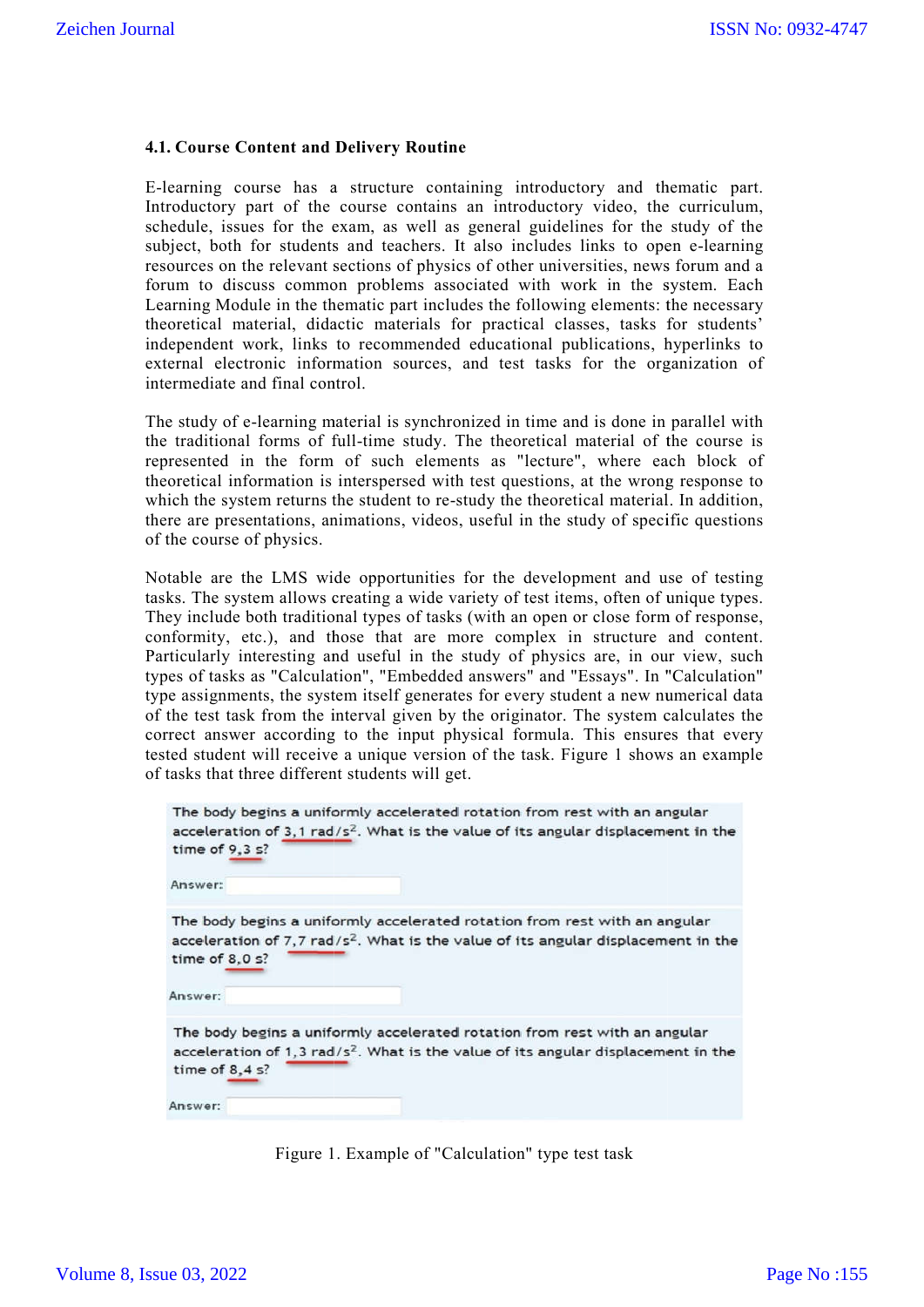### 4.1. Course Content and Delivery Routine

E-learning course has a structure containing introductory and thematic part. Introductory part of the course contains an introductory video, the curriculum, schedule, issues for the exam, as well as general guidelines for the study of the subject, both for students and teachers. It also includes links to open e-learning resources on the relevant sections of physics of other universities, news forum and a forum to discuss common problems associated with work in the system. Each Learning Module in the thematic part includes the following elements: the necessary theoretical material, didactic materials for practical classes, tasks for students' independent work, links to recommended educational publications, hyperlinks to external electronic information sources, and test tasks for the organization of intermediate and final control.

The study of e-learning material is synchronized in time and is done in parallel with the traditional forms of full-time study. The theoretical material of the course is represented in the form of such elements as "lecture", where each block of theoretical information is interspersed with test questions, at the wrong response to which the system returns the student to re-study the theoretical material. In addition, there are presentations, animations, videos, useful in the study of specific questions of the course of physics.

Notable are the LMS wide opportunities for the development and use of testing tasks. The system allows creating a wide variety of test items, often of unique types. They include both traditional types of tasks (with an open or close form of response, conformity, etc.), and those that are more complex in structure and content. Particularly interesting and useful in the study of physics are, in our view, such types of tasks as "Calculation", "Embedded answers" and "Essays". In "Calculation" type assignments, the system itself generates for every student a new numerical data of the test task from the interval given by the originator. The system calculates the correct answer according to the input physical formula. This ensures that every tested student will receive a unique version of the task. Figure 1 shows an example of tasks that three different students will get.

The body begins a uniformly accelerated rotation from rest with an angular acceleration of 3,1 rad/s$^2$. What is the value of its angular displacement in the time of 9,3 s?

Answer:

The body begins a uniformly accelerated rotation from rest with an angular acceleration of 7,7 rad/s$^2$. What is the value of its angular displacement in the time of 8,0 s?

Answer:

The body begins a uniformly accelerated rotation from rest with an angular acceleration of 1,3 rad/s$^2$. What is the value of its angular displacement in the time of 8,4 s?

Answer:

Figure 1. Example of "Calculation" type test task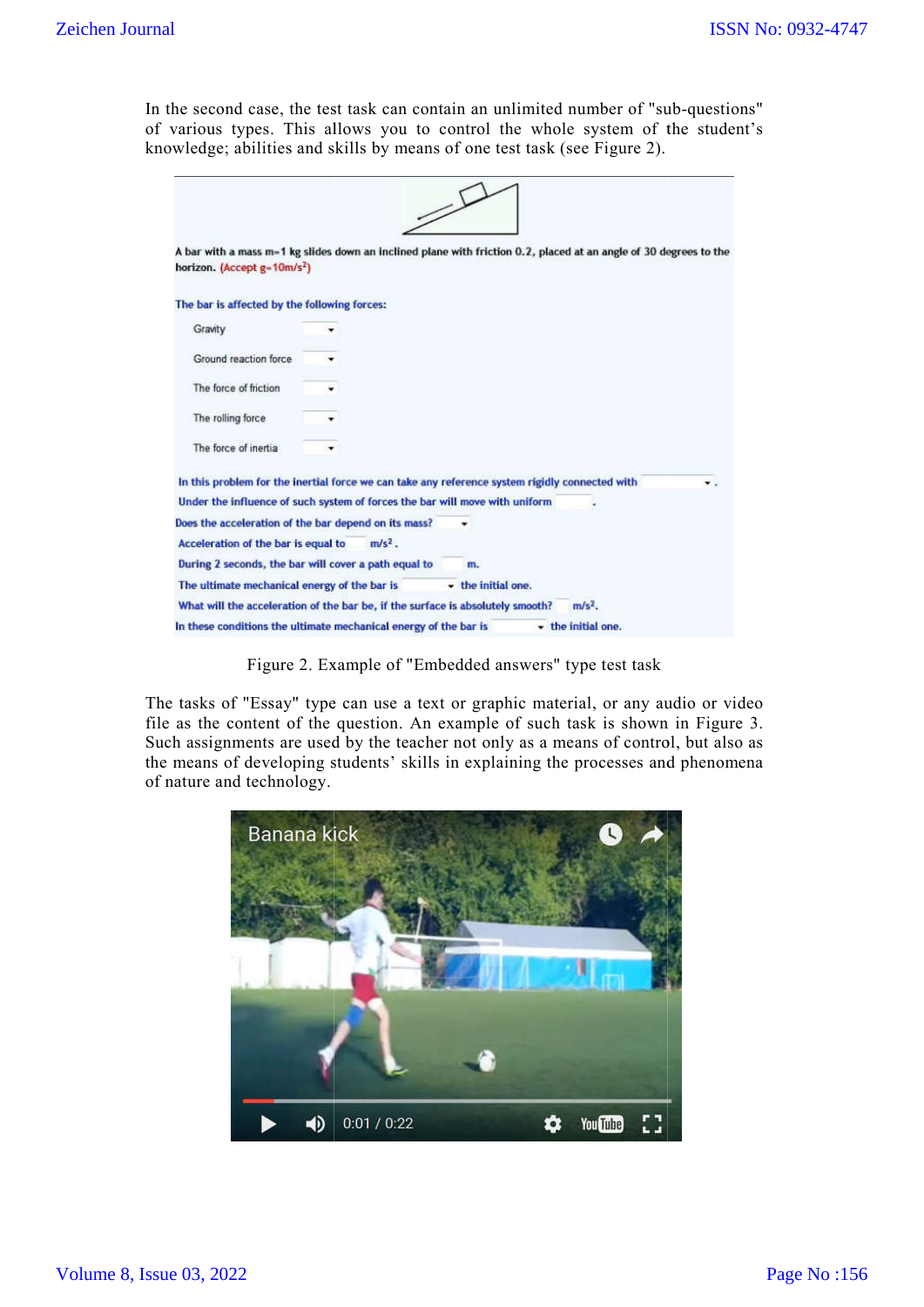In the second case, the test task can contain an unlimited number of "sub-questions" of various types. This allows you to control the whole system of the student's knowledge; abilities and skills by means of one test task (see Figure 2).

A bar with a mass m=1 kg slides down an inclined plane with friction 0.2, placed at an angle of 30 degrees to the horizon. (Accept g=10m/s²)

The bar is affected by the following forces:

- Gravity
- Ground reaction force
- The force of friction
- The rolling force
- The force of inertia

In this problem for the inertial force we can take any reference system rigidly connected with ______.

Under the influence of such system of forces the bar will move with uniform ______.

Does the acceleration of the bar depend on its mass? ______

Acceleration of the bar is equal to ______ m/s².

During 2 seconds, the bar will cover a path equal to ______ m.

The ultimate mechanical energy of the bar is ______ the initial one.

What will the acceleration of the bar be, if the surface is absolutely smooth? ______ m/s².

In these conditions the ultimate mechanical energy of the bar is ______ the initial one.

Figure 2. Example of "Embedded answers" type test task

The tasks of "Essay" type can use a text or graphic material, or any audio or video file as the content of the question. An example of such task is shown in Figure 3. Such assignments are used by the teacher not only as a means of control, but also as the means of developing students' skills in explaining the processes and phenomena of nature and technology.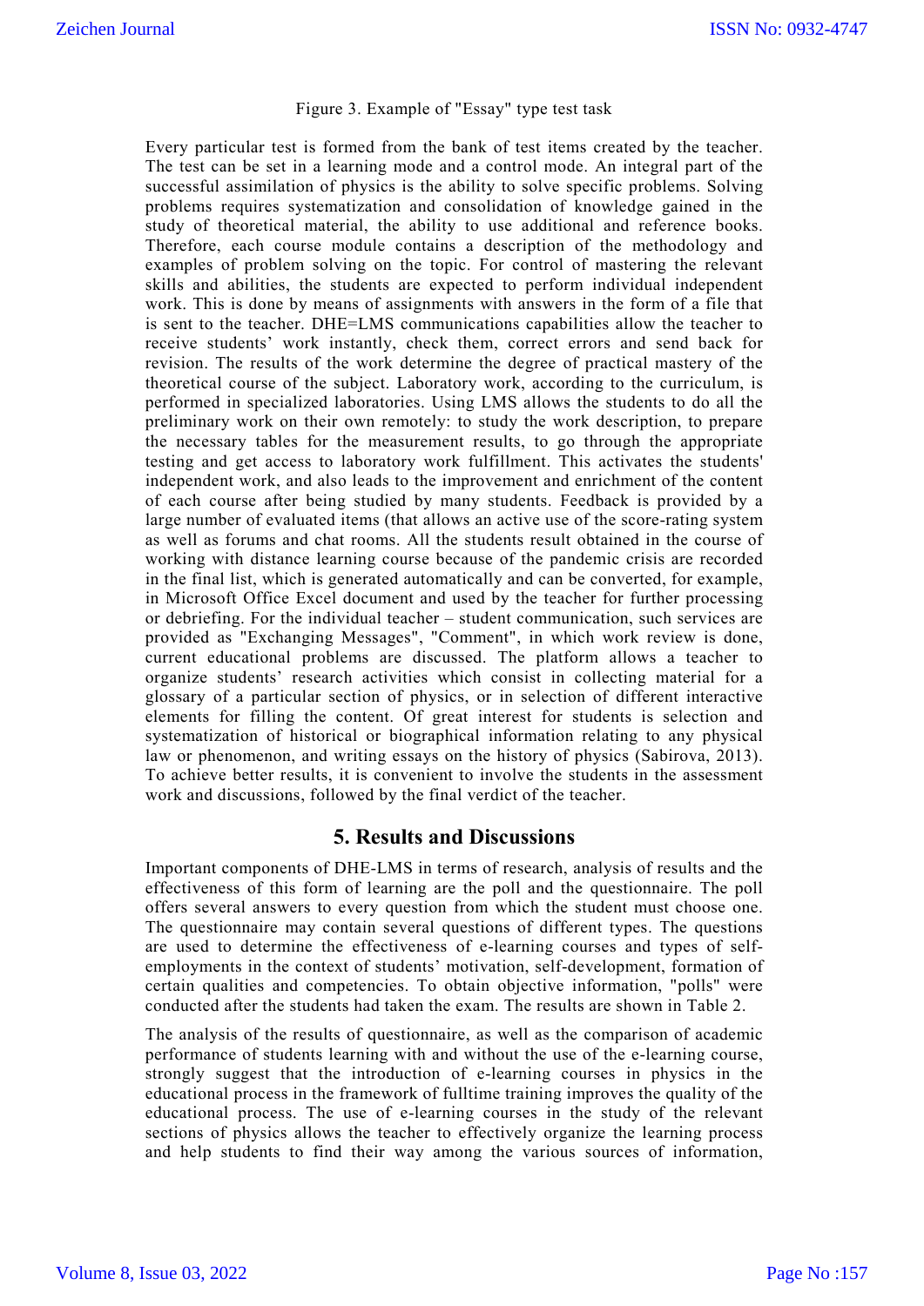Figure 3. Example of "Essay" type test task

Every particular test is formed from the bank of test items created by the teacher. The test can be set in a learning mode and a control mode. An integral part of the successful assimilation of physics is the ability to solve specific problems. Solving problems requires systematization and consolidation of knowledge gained in the study of theoretical material, the ability to use additional and reference books. Therefore, each course module contains a description of the methodology and examples of problem solving on the topic. For control of mastering the relevant skills and abilities, the students are expected to perform individual independent work. This is done by means of assignments with answers in the form of a file that is sent to the teacher. DHE=LMS communications capabilities allow the teacher to receive students' work instantly, check them, correct errors and send back for revision. The results of the work determine the degree of practical mastery of the theoretical course of the subject. Laboratory work, according to the curriculum, is performed in specialized laboratories. Using LMS allows the students to do all the preliminary work on their own remotely: to study the work description, to prepare the necessary tables for the measurement results, to go through the appropriate testing and get access to laboratory work fulfillment. This activates the students' independent work, and also leads to the improvement and enrichment of the content of each course after being studied by many students. Feedback is provided by a large number of evaluated items (that allows an active use of the score-rating system as well as forums and chat rooms. All the students result obtained in the course of working with distance learning course because of the pandemic crisis are recorded in the final list, which is generated automatically and can be converted, for example, in Microsoft Office Excel document and used by the teacher for further processing or debriefing. For the individual teacher – student communication, such services are provided as "Exchanging Messages", "Comment", in which work review is done, current educational problems are discussed. The platform allows a teacher to organize students' research activities which consist in collecting material for a glossary of a particular section of physics, or in selection of different interactive elements for filling the content. Of great interest for students is selection and systematization of historical or biographical information relating to any physical law or phenomenon, and writing essays on the history of physics (Sabirova, 2013). To achieve better results, it is convenient to involve the students in the assessment work and discussions, followed by the final verdict of the teacher.

## 5. Results and Discussions

Important components of DHE-LMS in terms of research, analysis of results and the effectiveness of this form of learning are the poll and the questionnaire. The poll offers several answers to every question from which the student must choose one. The questionnaire may contain several questions of different types. The questions are used to determine the effectiveness of e-learning courses and types of self-employments in the context of students' motivation, self-development, formation of certain qualities and competencies. To obtain objective information, "polls" were conducted after the students had taken the exam. The results are shown in Table 2.

The analysis of the results of questionnaire, as well as the comparison of academic performance of students learning with and without the use of the e-learning course, strongly suggest that the introduction of e-learning courses in physics in the educational process in the framework of fulltime training improves the quality of the educational process. The use of e-learning courses in the study of the relevant sections of physics allows the teacher to effectively organize the learning process and help students to find their way among the various sources of information,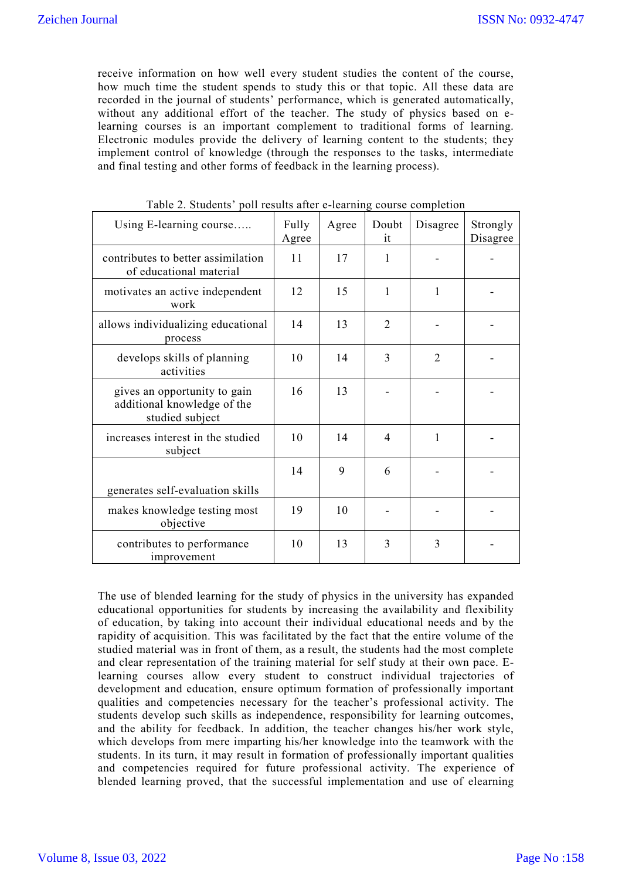receive information on how well every student studies the content of the course, how much time the student spends to study this or that topic. All these data are recorded in the journal of students' performance, which is generated automatically, without any additional effort of the teacher. The study of physics based on e-learning courses is an important complement to traditional forms of learning. Electronic modules provide the delivery of learning content to the students; they implement control of knowledge (through the responses to the tasks, intermediate and final testing and other forms of feedback in the learning process).

Table 2. Students' poll results after e-learning course completion

| Using E-learning course….. | Fully Agree | Agree | Doubt it | Disagree | Strongly Disagree |
|---|---|---|---|---|---|
| contributes to better assimilation of educational material | 11 | 17 | 1 | - | - |
| motivates an active independent work | 12 | 15 | 1 | 1 | - |
| allows individualizing educational process | 14 | 13 | 2 | - | - |
| develops skills of planning activities | 10 | 14 | 3 | 2 | - |
| gives an opportunity to gain additional knowledge of the studied subject | 16 | 13 | - | - | - |
| increases interest in the studied subject | 10 | 14 | 4 | 1 | - |
| generates self-evaluation skills | 14 | 9 | 6 | - | - |
| makes knowledge testing most objective | 19 | 10 | - | - | - |
| contributes to performance improvement | 10 | 13 | 3 | 3 | - |

The use of blended learning for the study of physics in the university has expanded educational opportunities for students by increasing the availability and flexibility of education, by taking into account their individual educational needs and by the rapidity of acquisition. This was facilitated by the fact that the entire volume of the studied material was in front of them, as a result, the students had the most complete and clear representation of the training material for self study at their own pace. E-learning courses allow every student to construct individual trajectories of development and education, ensure optimum formation of professionally important qualities and competencies necessary for the teacher's professional activity. The students develop such skills as independence, responsibility for learning outcomes, and the ability for feedback. In addition, the teacher changes his/her work style, which develops from mere imparting his/her knowledge into the teamwork with the students. In its turn, it may result in formation of professionally important qualities and competencies required for future professional activity. The experience of blended learning proved, that the successful implementation and use of elearning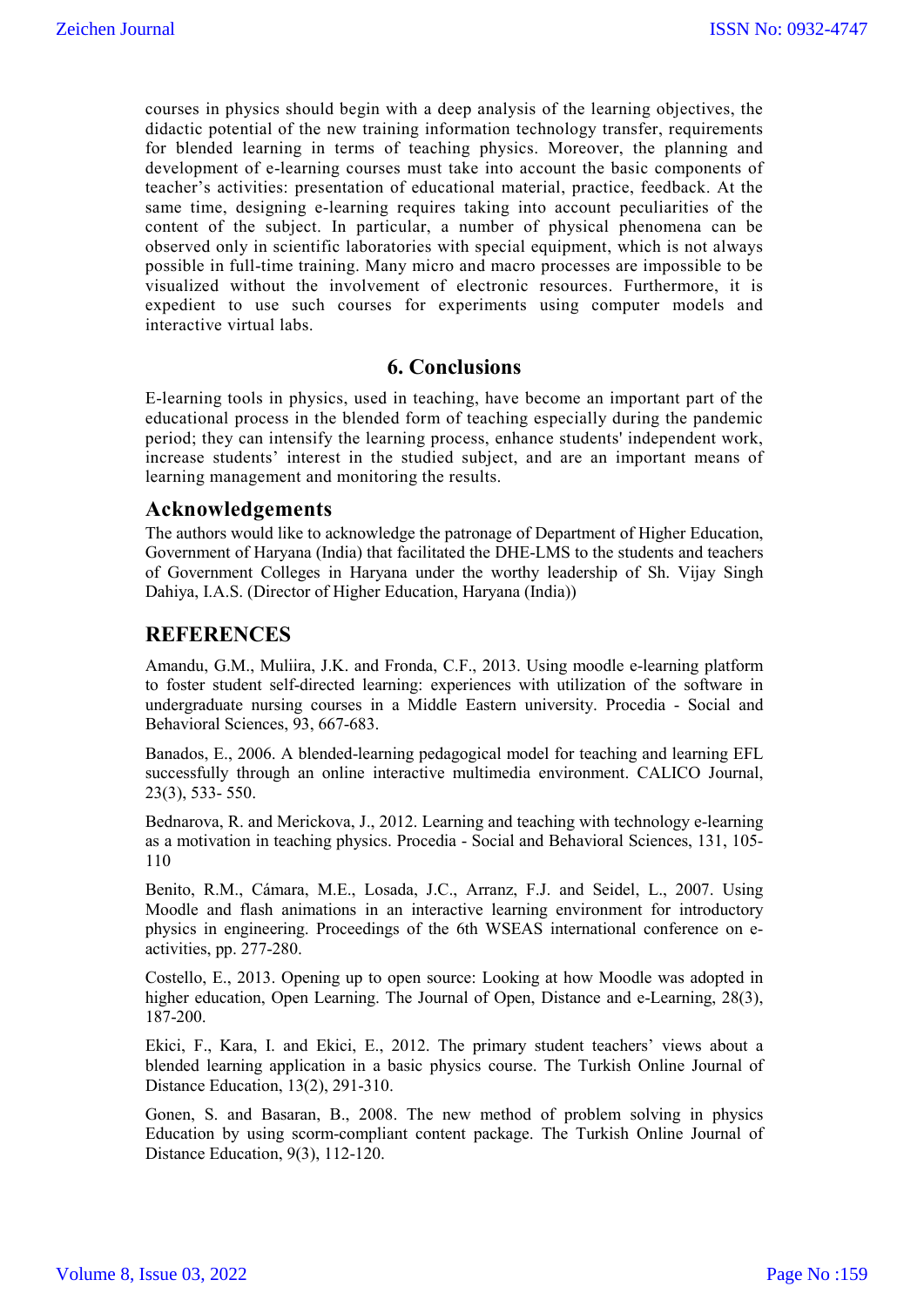courses in physics should begin with a deep analysis of the learning objectives, the didactic potential of the new training information technology transfer, requirements for blended learning in terms of teaching physics. Moreover, the planning and development of e-learning courses must take into account the basic components of teacher's activities: presentation of educational material, practice, feedback. At the same time, designing e-learning requires taking into account peculiarities of the content of the subject. In particular, a number of physical phenomena can be observed only in scientific laboratories with special equipment, which is not always possible in full-time training. Many micro and macro processes are impossible to be visualized without the involvement of electronic resources. Furthermore, it is expedient to use such courses for experiments using computer models and interactive virtual labs.

## 6. Conclusions

E-learning tools in physics, used in teaching, have become an important part of the educational process in the blended form of teaching especially during the pandemic period; they can intensify the learning process, enhance students' independent work, increase students' interest in the studied subject, and are an important means of learning management and monitoring the results.

## Acknowledgements

The authors would like to acknowledge the patronage of Department of Higher Education, Government of Haryana (India) that facilitated the DHE-LMS to the students and teachers of Government Colleges in Haryana under the worthy leadership of Sh. Vijay Singh Dahiya, I.A.S. (Director of Higher Education, Haryana (India))

## REFERENCES

Amandu, G.M., Muliira, J.K. and Fronda, C.F., 2013. Using moodle e-learning platform to foster student self-directed learning: experiences with utilization of the software in undergraduate nursing courses in a Middle Eastern university. Procedia - Social and Behavioral Sciences, 93, 667-683.

Banados, E., 2006. A blended-learning pedagogical model for teaching and learning EFL successfully through an online interactive multimedia environment. CALICO Journal, 23(3), 533- 550.

Bednarova, R. and Merickova, J., 2012. Learning and teaching with technology e-learning as a motivation in teaching physics. Procedia - Social and Behavioral Sciences, 131, 105-110

Benito, R.M., Cámara, M.E., Losada, J.C., Arranz, F.J. and Seidel, L., 2007. Using Moodle and flash animations in an interactive learning environment for introductory physics in engineering. Proceedings of the 6th WSEAS international conference on e-activities, pp. 277-280.

Costello, E., 2013. Opening up to open source: Looking at how Moodle was adopted in higher education, Open Learning. The Journal of Open, Distance and e-Learning, 28(3), 187-200.

Ekici, F., Kara, I. and Ekici, E., 2012. The primary student teachers' views about a blended learning application in a basic physics course. The Turkish Online Journal of Distance Education, 13(2), 291-310.

Gonen, S. and Basaran, B., 2008. The new method of problem solving in physics Education by using scorm-compliant content package. The Turkish Online Journal of Distance Education, 9(3), 112-120.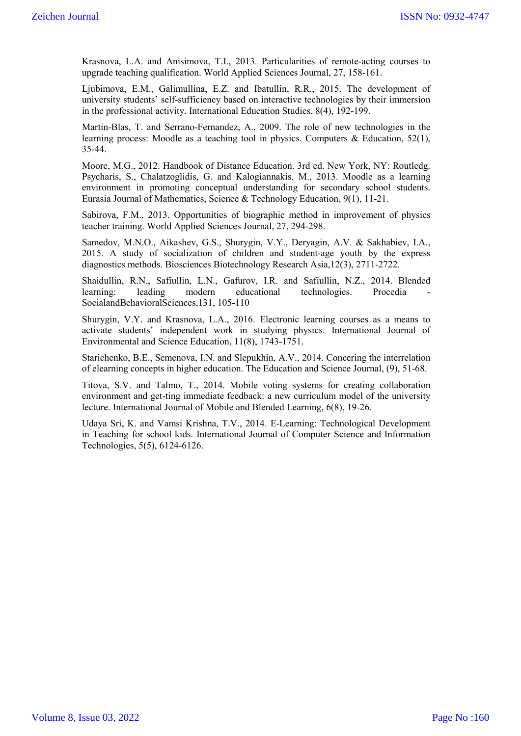Krasnova, L.A. and Anisimova, T.I., 2013. Particularities of remote-acting courses to upgrade teaching qualification. World Applied Sciences Journal, 27, 158-161.

Ljubimova, E.M., Galimullina, E.Z. and Ibatullin, R.R., 2015. The development of university students' self-sufficiency based on interactive technologies by their immersion in the professional activity. International Education Studies, 8(4), 192-199.

Martin-Blas, T. and Serrano-Fernandez, A., 2009. The role of new technologies in the learning process: Moodle as a teaching tool in physics. Computers & Education, 52(1), 35-44.

Moore, M.G., 2012. Handbook of Distance Education. 3rd ed. New York, NY: Routledg. Psycharis, S., Chalatzoglidis, G. and Kalogiannakis, M., 2013. Moodle as a learning environment in promoting conceptual understanding for secondary school students. Eurasia Journal of Mathematics, Science & Technology Education, 9(1), 11-21.

Sabirova, F.M., 2013. Opportunities of biographic method in improvement of physics teacher training. World Applied Sciences Journal, 27, 294-298.

Samedov, M.N.O., Aikashev, G.S., Shurygin, V.Y., Deryagin, A.V. & Sakhabiev, I.A., 2015. A study of socialization of children and student-age youth by the express diagnostics methods. Biosciences Biotechnology Research Asia,12(3), 2711-2722.

Shaidullin, R.N., Safiullin, L.N., Gafurov, I.R. and Safiullin, N.Z., 2014. Blended learning: leading modern educational technologies. Procedia - SocialandBehavioralSciences,131, 105-110

Shurygin, V.Y. and Krasnova, L.A., 2016. Electronic learning courses as a means to activate students' independent work in studying physics. International Journal of Environmental and Science Education, 11(8), 1743-1751.

Starichenko, B.E., Semenova, I.N. and Slepukhin, A.V., 2014. Concering the interrelation of elearning concepts in higher education. The Education and Science Journal, (9), 51-68.

Titova, S.V. and Talmo, T., 2014. Mobile voting systems for creating collaboration environment and get-ting immediate feedback: a new curriculum model of the university lecture. International Journal of Mobile and Blended Learning, 6(8), 19-26.

Udaya Sri, K. and Vamsi Krishna, T.V., 2014. E-Learning: Technological Development in Teaching for school kids. International Journal of Computer Science and Information Technologies, 5(5), 6124-6126.